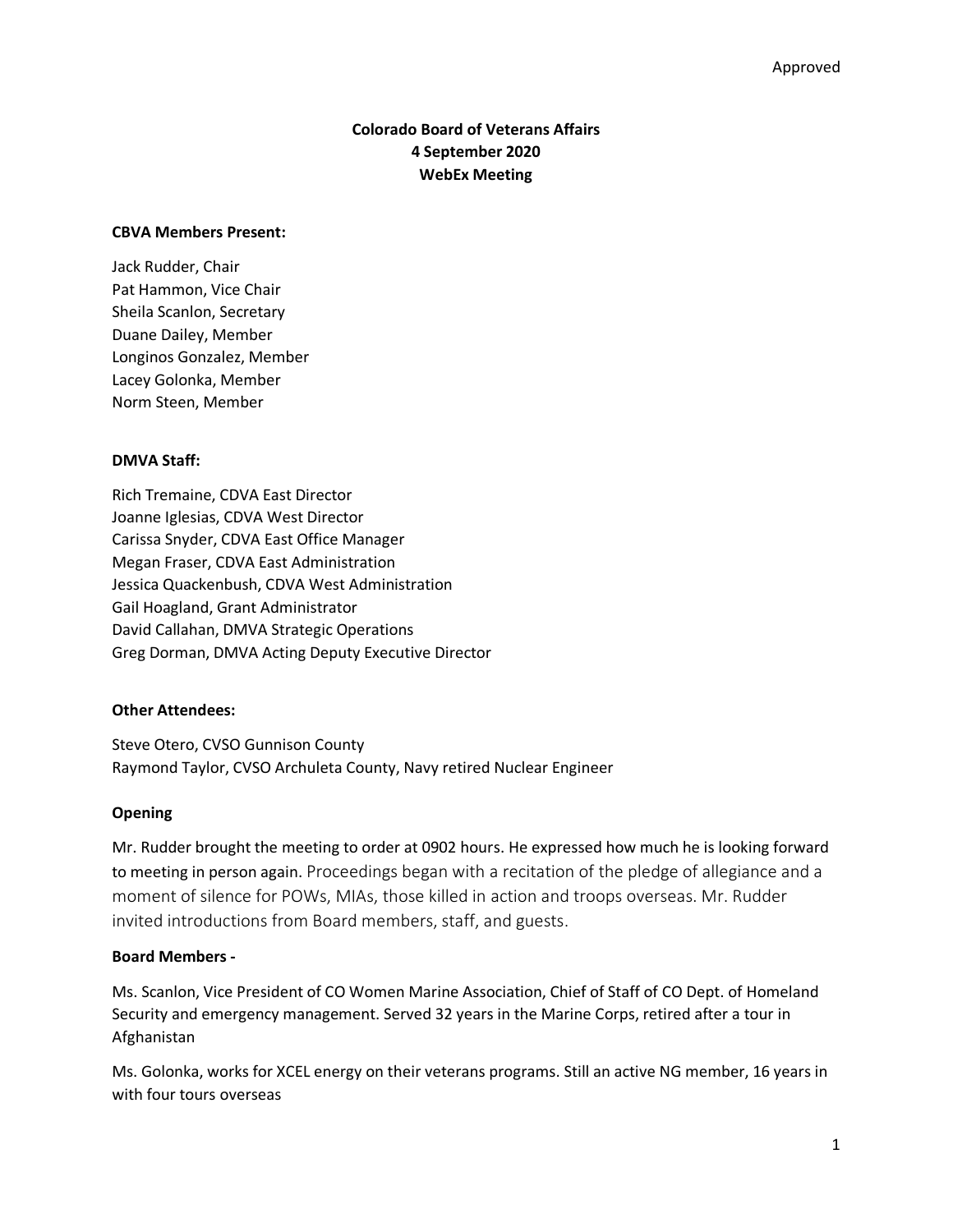Approved

**Colorado Board of Veterans Affairs**
**4 September 2020**
**WebEx Meeting**

**CBVA Members Present:**

Jack Rudder, Chair
Pat Hammon, Vice Chair
Sheila Scanlon, Secretary
Duane Dailey, Member
Longinos Gonzalez, Member
Lacey Golonka, Member
Norm Steen, Member

**DMVA Staff:**

Rich Tremaine, CDVA East Director
Joanne Iglesias, CDVA West Director
Carissa Snyder, CDVA East Office Manager
Megan Fraser, CDVA East Administration
Jessica Quackenbush, CDVA West Administration
Gail Hoagland, Grant Administrator
David Callahan, DMVA Strategic Operations
Greg Dorman, DMVA Acting Deputy Executive Director

**Other Attendees:**

Steve Otero, CVSO Gunnison County
Raymond Taylor, CVSO Archuleta County, Navy retired Nuclear Engineer

**Opening**

Mr. Rudder brought the meeting to order at 0902 hours. He expressed how much he is looking forward to meeting in person again. Proceedings began with a recitation of the pledge of allegiance and a moment of silence for POWs, MIAs, those killed in action and troops overseas. Mr. Rudder invited introductions from Board members, staff, and guests.

**Board Members -**

Ms. Scanlon, Vice President of CO Women Marine Association, Chief of Staff of CO Dept. of Homeland Security and emergency management. Served 32 years in the Marine Corps, retired after a tour in Afghanistan

Ms. Golonka, works for XCEL energy on their veterans programs. Still an active NG member, 16 years in with four tours overseas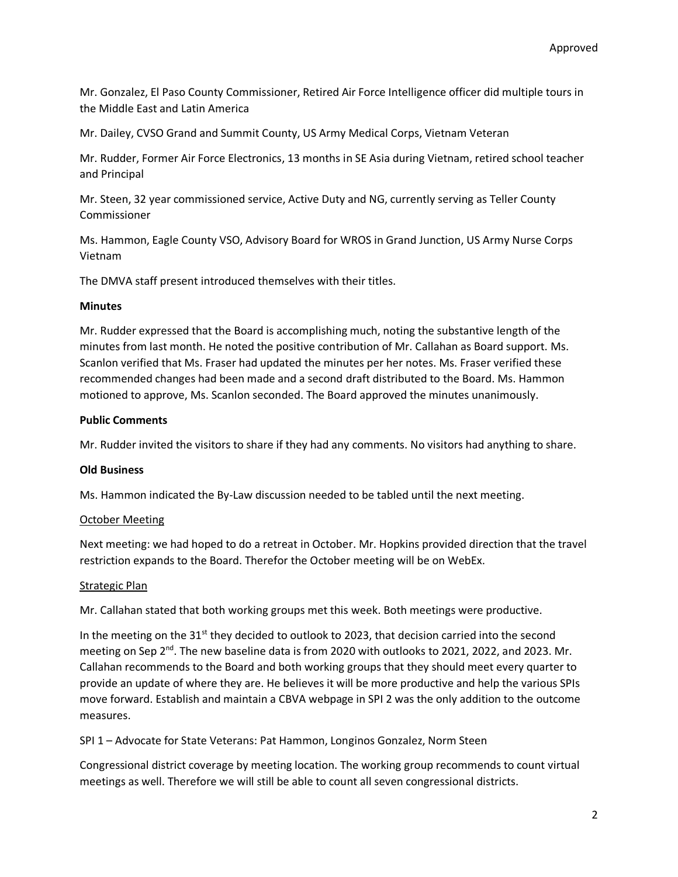Approved

Mr. Gonzalez, El Paso County Commissioner, Retired Air Force Intelligence officer did multiple tours in the Middle East and Latin America

Mr. Dailey, CVSO Grand and Summit County, US Army Medical Corps, Vietnam Veteran

Mr. Rudder, Former Air Force Electronics, 13 months in SE Asia during Vietnam, retired school teacher and Principal

Mr. Steen, 32 year commissioned service, Active Duty and NG, currently serving as Teller County Commissioner

Ms. Hammon, Eagle County VSO, Advisory Board for WROS in Grand Junction, US Army Nurse Corps Vietnam

The DMVA staff present introduced themselves with their titles.

**Minutes**

Mr. Rudder expressed that the Board is accomplishing much, noting the substantive length of the minutes from last month. He noted the positive contribution of Mr. Callahan as Board support. Ms. Scanlon verified that Ms. Fraser had updated the minutes per her notes. Ms. Fraser verified these recommended changes had been made and a second draft distributed to the Board. Ms. Hammon motioned to approve, Ms. Scanlon seconded. The Board approved the minutes unanimously.

**Public Comments**

Mr. Rudder invited the visitors to share if they had any comments. No visitors had anything to share.

**Old Business**

Ms. Hammon indicated the By-Law discussion needed to be tabled until the next meeting.

<u>October Meeting</u>

Next meeting: we had hoped to do a retreat in October. Mr. Hopkins provided direction that the travel restriction expands to the Board. Therefor the October meeting will be on WebEx.

<u>Strategic Plan</u>

Mr. Callahan stated that both working groups met this week. Both meetings were productive.

In the meeting on the 31st they decided to outlook to 2023, that decision carried into the second meeting on Sep 2nd. The new baseline data is from 2020 with outlooks to 2021, 2022, and 2023. Mr. Callahan recommends to the Board and both working groups that they should meet every quarter to provide an update of where they are. He believes it will be more productive and help the various SPIs move forward. Establish and maintain a CBVA webpage in SPI 2 was the only addition to the outcome measures.

SPI 1 – Advocate for State Veterans: Pat Hammon, Longinos Gonzalez, Norm Steen

Congressional district coverage by meeting location. The working group recommends to count virtual meetings as well. Therefore we will still be able to count all seven congressional districts.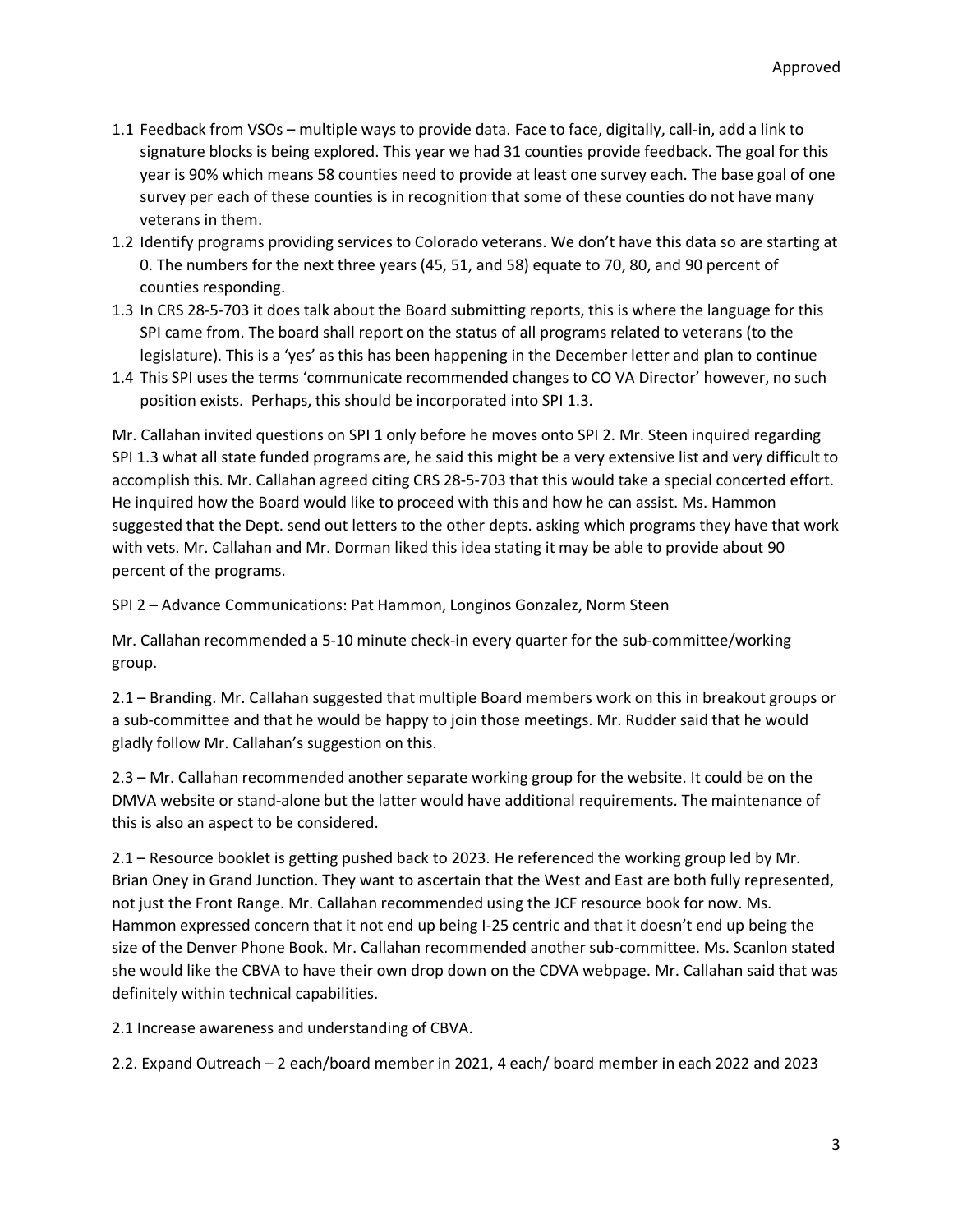1.1 Feedback from VSOs – multiple ways to provide data. Face to face, digitally, call-in, add a link to signature blocks is being explored. This year we had 31 counties provide feedback. The goal for this year is 90% which means 58 counties need to provide at least one survey each. The base goal of one survey per each of these counties is in recognition that some of these counties do not have many veterans in them.

1.2 Identify programs providing services to Colorado veterans. We don't have this data so are starting at 0. The numbers for the next three years (45, 51, and 58) equate to 70, 80, and 90 percent of counties responding.

1.3 In CRS 28-5-703 it does talk about the Board submitting reports, this is where the language for this SPI came from. The board shall report on the status of all programs related to veterans (to the legislature). This is a 'yes' as this has been happening in the December letter and plan to continue

1.4 This SPI uses the terms 'communicate recommended changes to CO VA Director' however, no such position exists. Perhaps, this should be incorporated into SPI 1.3.

Mr. Callahan invited questions on SPI 1 only before he moves onto SPI 2. Mr. Steen inquired regarding SPI 1.3 what all state funded programs are, he said this might be a very extensive list and very difficult to accomplish this. Mr. Callahan agreed citing CRS 28-5-703 that this would take a special concerted effort. He inquired how the Board would like to proceed with this and how he can assist. Ms. Hammon suggested that the Dept. send out letters to the other depts. asking which programs they have that work with vets. Mr. Callahan and Mr. Dorman liked this idea stating it may be able to provide about 90 percent of the programs.

SPI 2 – Advance Communications: Pat Hammon, Longinos Gonzalez, Norm Steen

Mr. Callahan recommended a 5-10 minute check-in every quarter for the sub-committee/working group.

2.1 – Branding. Mr. Callahan suggested that multiple Board members work on this in breakout groups or a sub-committee and that he would be happy to join those meetings. Mr. Rudder said that he would gladly follow Mr. Callahan's suggestion on this.

2.3 – Mr. Callahan recommended another separate working group for the website. It could be on the DMVA website or stand-alone but the latter would have additional requirements. The maintenance of this is also an aspect to be considered.

2.1 – Resource booklet is getting pushed back to 2023. He referenced the working group led by Mr. Brian Oney in Grand Junction. They want to ascertain that the West and East are both fully represented, not just the Front Range. Mr. Callahan recommended using the JCF resource book for now. Ms. Hammon expressed concern that it not end up being I-25 centric and that it doesn't end up being the size of the Denver Phone Book. Mr. Callahan recommended another sub-committee. Ms. Scanlon stated she would like the CBVA to have their own drop down on the CDVA webpage. Mr. Callahan said that was definitely within technical capabilities.

2.1 Increase awareness and understanding of CBVA.

2.2. Expand Outreach – 2 each/board member in 2021, 4 each/ board member in each 2022 and 2023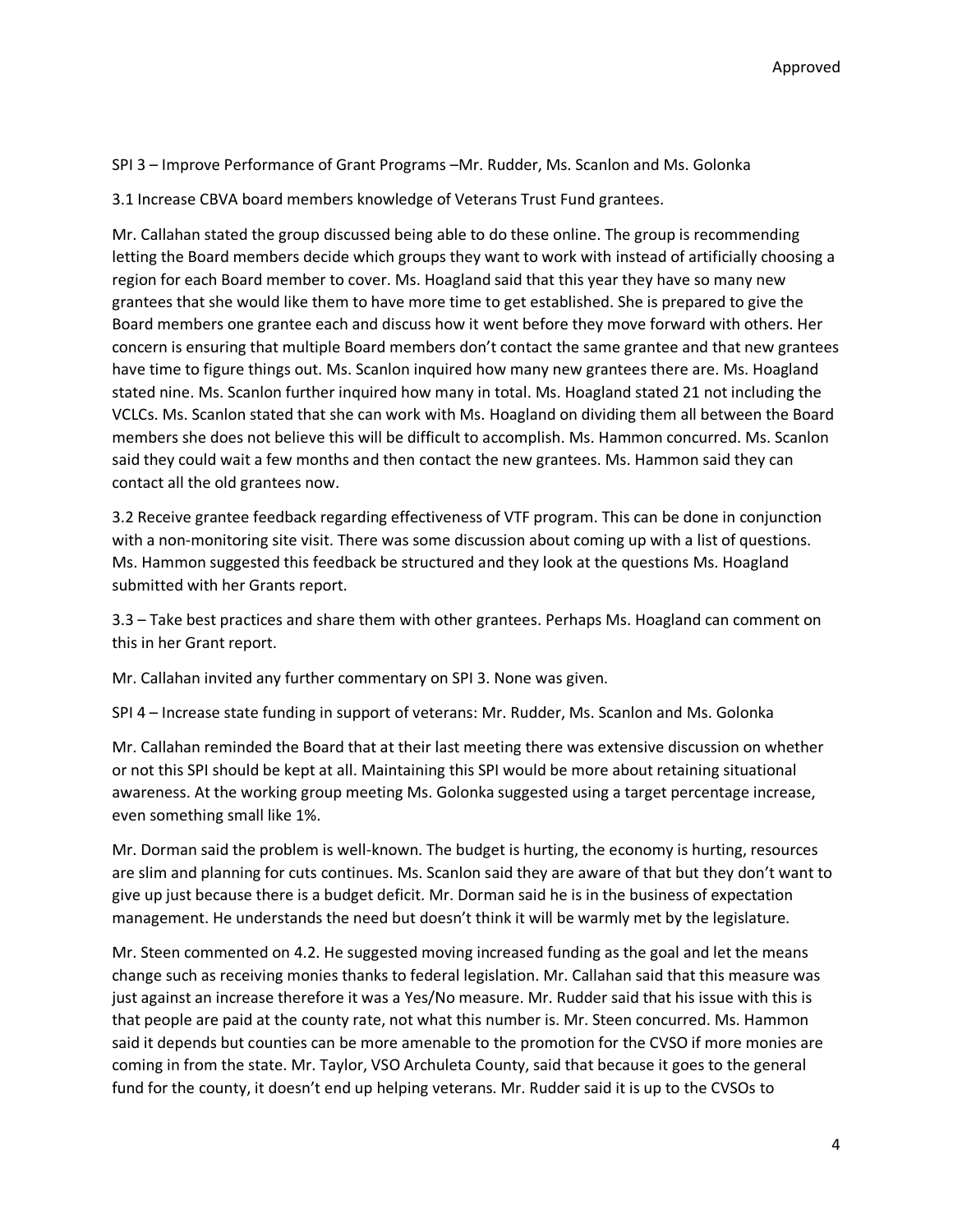Approved

SPI 3 – Improve Performance of Grant Programs –Mr. Rudder, Ms. Scanlon and Ms. Golonka

3.1 Increase CBVA board members knowledge of Veterans Trust Fund grantees.

Mr. Callahan stated the group discussed being able to do these online. The group is recommending letting the Board members decide which groups they want to work with instead of artificially choosing a region for each Board member to cover. Ms. Hoagland said that this year they have so many new grantees that she would like them to have more time to get established. She is prepared to give the Board members one grantee each and discuss how it went before they move forward with others. Her concern is ensuring that multiple Board members don't contact the same grantee and that new grantees have time to figure things out. Ms. Scanlon inquired how many new grantees there are. Ms. Hoagland stated nine. Ms. Scanlon further inquired how many in total. Ms. Hoagland stated 21 not including the VCLCs. Ms. Scanlon stated that she can work with Ms. Hoagland on dividing them all between the Board members she does not believe this will be difficult to accomplish. Ms. Hammon concurred. Ms. Scanlon said they could wait a few months and then contact the new grantees. Ms. Hammon said they can contact all the old grantees now.

3.2 Receive grantee feedback regarding effectiveness of VTF program. This can be done in conjunction with a non-monitoring site visit. There was some discussion about coming up with a list of questions. Ms. Hammon suggested this feedback be structured and they look at the questions Ms. Hoagland submitted with her Grants report.

3.3 – Take best practices and share them with other grantees. Perhaps Ms. Hoagland can comment on this in her Grant report.

Mr. Callahan invited any further commentary on SPI 3. None was given.

SPI 4 – Increase state funding in support of veterans: Mr. Rudder, Ms. Scanlon and Ms. Golonka

Mr. Callahan reminded the Board that at their last meeting there was extensive discussion on whether or not this SPI should be kept at all. Maintaining this SPI would be more about retaining situational awareness. At the working group meeting Ms. Golonka suggested using a target percentage increase, even something small like 1%.

Mr. Dorman said the problem is well-known. The budget is hurting, the economy is hurting, resources are slim and planning for cuts continues. Ms. Scanlon said they are aware of that but they don't want to give up just because there is a budget deficit. Mr. Dorman said he is in the business of expectation management. He understands the need but doesn't think it will be warmly met by the legislature.

Mr. Steen commented on 4.2. He suggested moving increased funding as the goal and let the means change such as receiving monies thanks to federal legislation. Mr. Callahan said that this measure was just against an increase therefore it was a Yes/No measure. Mr. Rudder said that his issue with this is that people are paid at the county rate, not what this number is. Mr. Steen concurred. Ms. Hammon said it depends but counties can be more amenable to the promotion for the CVSO if more monies are coming in from the state. Mr. Taylor, VSO Archuleta County, said that because it goes to the general fund for the county, it doesn't end up helping veterans. Mr. Rudder said it is up to the CVSOs to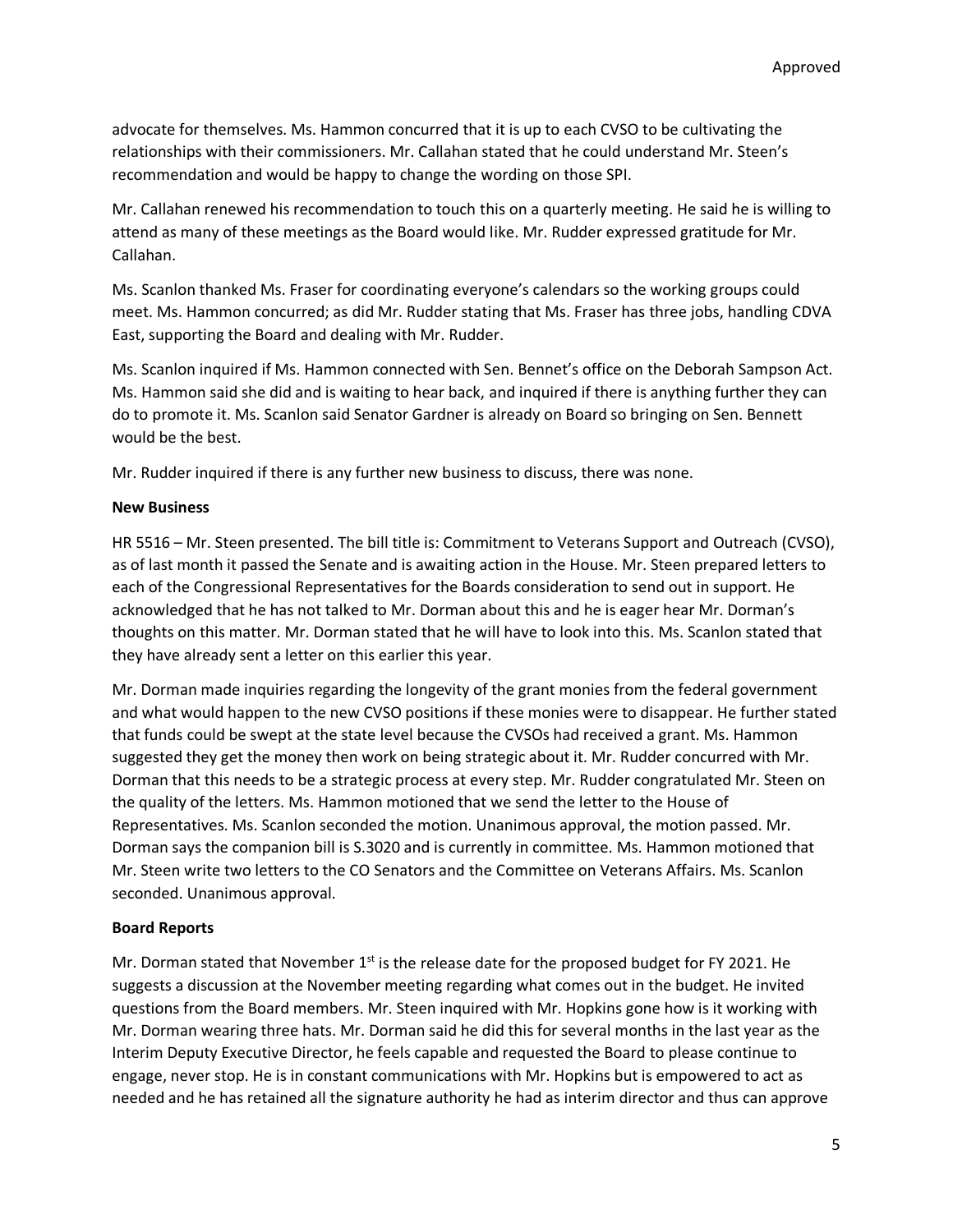advocate for themselves. Ms. Hammon concurred that it is up to each CVSO to be cultivating the relationships with their commissioners. Mr. Callahan stated that he could understand Mr. Steen's recommendation and would be happy to change the wording on those SPI.

Mr. Callahan renewed his recommendation to touch this on a quarterly meeting. He said he is willing to attend as many of these meetings as the Board would like. Mr. Rudder expressed gratitude for Mr. Callahan.

Ms. Scanlon thanked Ms. Fraser for coordinating everyone's calendars so the working groups could meet. Ms. Hammon concurred; as did Mr. Rudder stating that Ms. Fraser has three jobs, handling CDVA East, supporting the Board and dealing with Mr. Rudder.

Ms. Scanlon inquired if Ms. Hammon connected with Sen. Bennet's office on the Deborah Sampson Act. Ms. Hammon said she did and is waiting to hear back, and inquired if there is anything further they can do to promote it. Ms. Scanlon said Senator Gardner is already on Board so bringing on Sen. Bennett would be the best.

Mr. Rudder inquired if there is any further new business to discuss, there was none.

**New Business**

HR 5516 – Mr. Steen presented. The bill title is: Commitment to Veterans Support and Outreach (CVSO), as of last month it passed the Senate and is awaiting action in the House. Mr. Steen prepared letters to each of the Congressional Representatives for the Boards consideration to send out in support. He acknowledged that he has not talked to Mr. Dorman about this and he is eager hear Mr. Dorman's thoughts on this matter. Mr. Dorman stated that he will have to look into this. Ms. Scanlon stated that they have already sent a letter on this earlier this year.

Mr. Dorman made inquiries regarding the longevity of the grant monies from the federal government and what would happen to the new CVSO positions if these monies were to disappear. He further stated that funds could be swept at the state level because the CVSOs had received a grant. Ms. Hammon suggested they get the money then work on being strategic about it. Mr. Rudder concurred with Mr. Dorman that this needs to be a strategic process at every step. Mr. Rudder congratulated Mr. Steen on the quality of the letters. Ms. Hammon motioned that we send the letter to the House of Representatives. Ms. Scanlon seconded the motion. Unanimous approval, the motion passed. Mr. Dorman says the companion bill is S.3020 and is currently in committee. Ms. Hammon motioned that Mr. Steen write two letters to the CO Senators and the Committee on Veterans Affairs. Ms. Scanlon seconded. Unanimous approval.

**Board Reports**

Mr. Dorman stated that November 1st is the release date for the proposed budget for FY 2021. He suggests a discussion at the November meeting regarding what comes out in the budget. He invited questions from the Board members. Mr. Steen inquired with Mr. Hopkins gone how is it working with Mr. Dorman wearing three hats. Mr. Dorman said he did this for several months in the last year as the Interim Deputy Executive Director, he feels capable and requested the Board to please continue to engage, never stop. He is in constant communications with Mr. Hopkins but is empowered to act as needed and he has retained all the signature authority he had as interim director and thus can approve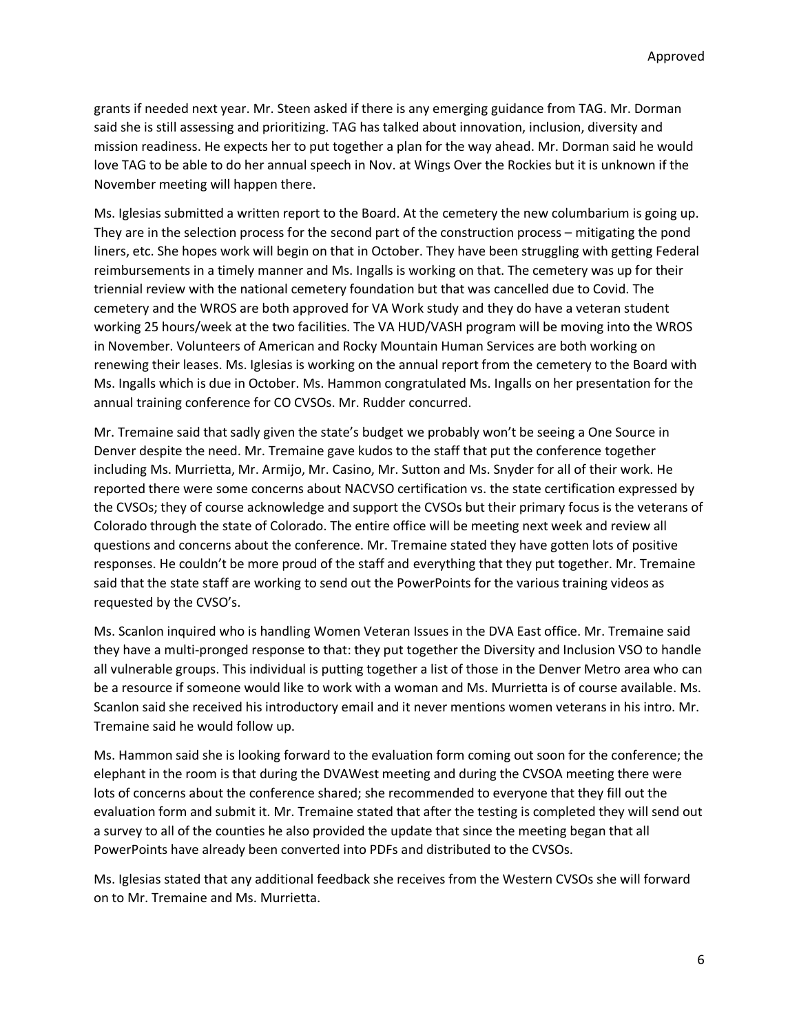grants if needed next year. Mr. Steen asked if there is any emerging guidance from TAG. Mr. Dorman said she is still assessing and prioritizing. TAG has talked about innovation, inclusion, diversity and mission readiness. He expects her to put together a plan for the way ahead. Mr. Dorman said he would love TAG to be able to do her annual speech in Nov. at Wings Over the Rockies but it is unknown if the November meeting will happen there.

Ms. Iglesias submitted a written report to the Board. At the cemetery the new columbarium is going up. They are in the selection process for the second part of the construction process – mitigating the pond liners, etc. She hopes work will begin on that in October. They have been struggling with getting Federal reimbursements in a timely manner and Ms. Ingalls is working on that. The cemetery was up for their triennial review with the national cemetery foundation but that was cancelled due to Covid. The cemetery and the WROS are both approved for VA Work study and they do have a veteran student working 25 hours/week at the two facilities. The VA HUD/VASH program will be moving into the WROS in November. Volunteers of American and Rocky Mountain Human Services are both working on renewing their leases. Ms. Iglesias is working on the annual report from the cemetery to the Board with Ms. Ingalls which is due in October. Ms. Hammon congratulated Ms. Ingalls on her presentation for the annual training conference for CO CVSOs. Mr. Rudder concurred.

Mr. Tremaine said that sadly given the state's budget we probably won't be seeing a One Source in Denver despite the need. Mr. Tremaine gave kudos to the staff that put the conference together including Ms. Murrietta, Mr. Armijo, Mr. Casino, Mr. Sutton and Ms. Snyder for all of their work. He reported there were some concerns about NACVSO certification vs. the state certification expressed by the CVSOs; they of course acknowledge and support the CVSOs but their primary focus is the veterans of Colorado through the state of Colorado. The entire office will be meeting next week and review all questions and concerns about the conference. Mr. Tremaine stated they have gotten lots of positive responses. He couldn't be more proud of the staff and everything that they put together. Mr. Tremaine said that the state staff are working to send out the PowerPoints for the various training videos as requested by the CVSO's.

Ms. Scanlon inquired who is handling Women Veteran Issues in the DVA East office. Mr. Tremaine said they have a multi-pronged response to that: they put together the Diversity and Inclusion VSO to handle all vulnerable groups. This individual is putting together a list of those in the Denver Metro area who can be a resource if someone would like to work with a woman and Ms. Murrietta is of course available. Ms. Scanlon said she received his introductory email and it never mentions women veterans in his intro. Mr. Tremaine said he would follow up.

Ms. Hammon said she is looking forward to the evaluation form coming out soon for the conference; the elephant in the room is that during the DVAWest meeting and during the CVSOA meeting there were lots of concerns about the conference shared; she recommended to everyone that they fill out the evaluation form and submit it. Mr. Tremaine stated that after the testing is completed they will send out a survey to all of the counties he also provided the update that since the meeting began that all PowerPoints have already been converted into PDFs and distributed to the CVSOs.

Ms. Iglesias stated that any additional feedback she receives from the Western CVSOs she will forward on to Mr. Tremaine and Ms. Murrietta.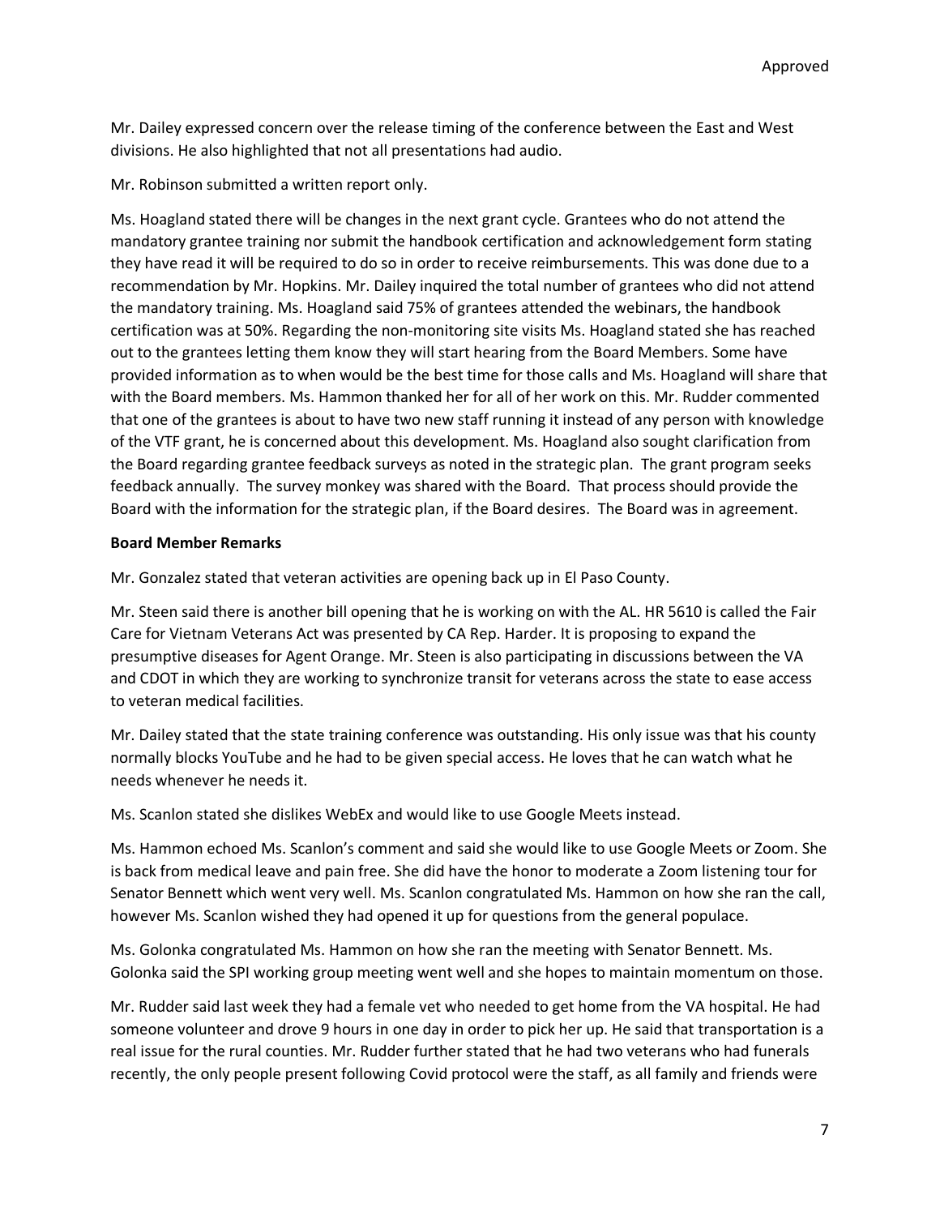Mr. Dailey expressed concern over the release timing of the conference between the East and West divisions. He also highlighted that not all presentations had audio.

Mr. Robinson submitted a written report only.

Ms. Hoagland stated there will be changes in the next grant cycle. Grantees who do not attend the mandatory grantee training nor submit the handbook certification and acknowledgement form stating they have read it will be required to do so in order to receive reimbursements. This was done due to a recommendation by Mr. Hopkins. Mr. Dailey inquired the total number of grantees who did not attend the mandatory training. Ms. Hoagland said 75% of grantees attended the webinars, the handbook certification was at 50%. Regarding the non-monitoring site visits Ms. Hoagland stated she has reached out to the grantees letting them know they will start hearing from the Board Members. Some have provided information as to when would be the best time for those calls and Ms. Hoagland will share that with the Board members. Ms. Hammon thanked her for all of her work on this. Mr. Rudder commented that one of the grantees is about to have two new staff running it instead of any person with knowledge of the VTF grant, he is concerned about this development. Ms. Hoagland also sought clarification from the Board regarding grantee feedback surveys as noted in the strategic plan. The grant program seeks feedback annually. The survey monkey was shared with the Board. That process should provide the Board with the information for the strategic plan, if the Board desires. The Board was in agreement.

**Board Member Remarks**

Mr. Gonzalez stated that veteran activities are opening back up in El Paso County.

Mr. Steen said there is another bill opening that he is working on with the AL. HR 5610 is called the Fair Care for Vietnam Veterans Act was presented by CA Rep. Harder. It is proposing to expand the presumptive diseases for Agent Orange. Mr. Steen is also participating in discussions between the VA and CDOT in which they are working to synchronize transit for veterans across the state to ease access to veteran medical facilities.

Mr. Dailey stated that the state training conference was outstanding. His only issue was that his county normally blocks YouTube and he had to be given special access. He loves that he can watch what he needs whenever he needs it.

Ms. Scanlon stated she dislikes WebEx and would like to use Google Meets instead.

Ms. Hammon echoed Ms. Scanlon's comment and said she would like to use Google Meets or Zoom. She is back from medical leave and pain free. She did have the honor to moderate a Zoom listening tour for Senator Bennett which went very well. Ms. Scanlon congratulated Ms. Hammon on how she ran the call, however Ms. Scanlon wished they had opened it up for questions from the general populace.

Ms. Golonka congratulated Ms. Hammon on how she ran the meeting with Senator Bennett. Ms. Golonka said the SPI working group meeting went well and she hopes to maintain momentum on those.

Mr. Rudder said last week they had a female vet who needed to get home from the VA hospital. He had someone volunteer and drove 9 hours in one day in order to pick her up. He said that transportation is a real issue for the rural counties. Mr. Rudder further stated that he had two veterans who had funerals recently, the only people present following Covid protocol were the staff, as all family and friends were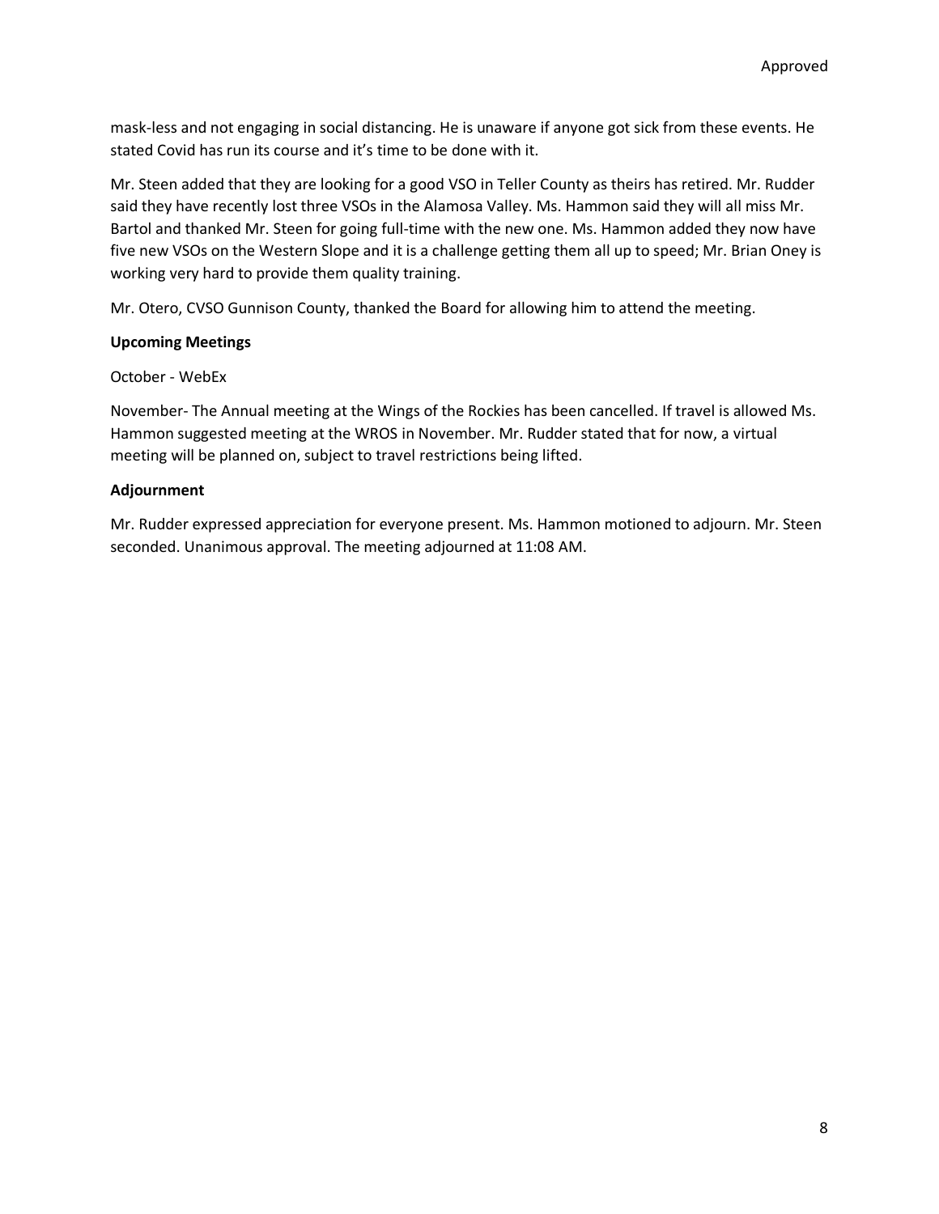mask-less and not engaging in social distancing. He is unaware if anyone got sick from these events. He stated Covid has run its course and it's time to be done with it.

Mr. Steen added that they are looking for a good VSO in Teller County as theirs has retired. Mr. Rudder said they have recently lost three VSOs in the Alamosa Valley. Ms. Hammon said they will all miss Mr. Bartol and thanked Mr. Steen for going full-time with the new one. Ms. Hammon added they now have five new VSOs on the Western Slope and it is a challenge getting them all up to speed; Mr. Brian Oney is working very hard to provide them quality training.

Mr. Otero, CVSO Gunnison County, thanked the Board for allowing him to attend the meeting.

**Upcoming Meetings**

October - WebEx

November- The Annual meeting at the Wings of the Rockies has been cancelled. If travel is allowed Ms. Hammon suggested meeting at the WROS in November. Mr. Rudder stated that for now, a virtual meeting will be planned on, subject to travel restrictions being lifted.

**Adjournment**

Mr. Rudder expressed appreciation for everyone present. Ms. Hammon motioned to adjourn. Mr. Steen seconded. Unanimous approval. The meeting adjourned at 11:08 AM.